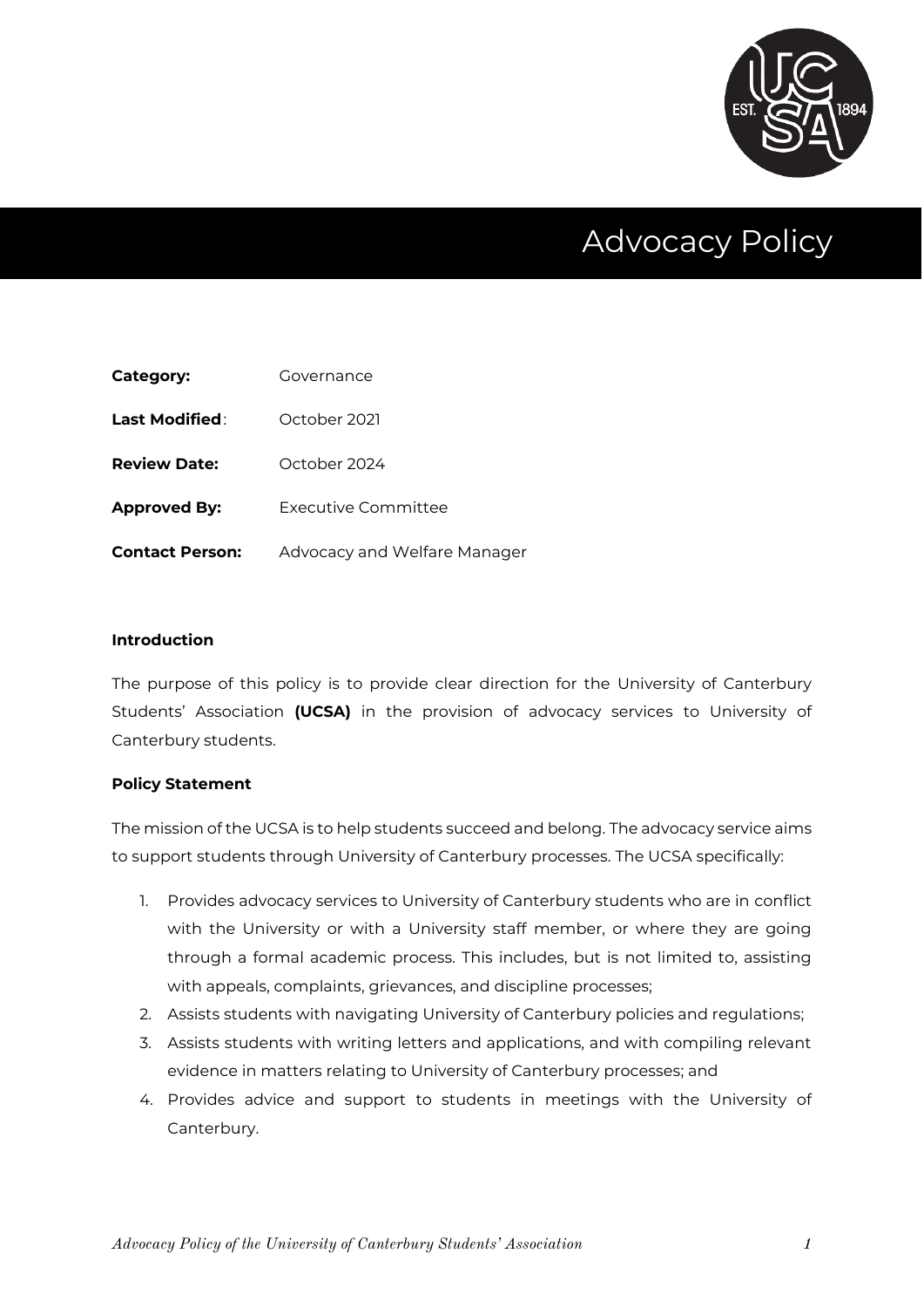# Advocacy Policy

| | |
|---|---|
| **Category:** | Governance |
| **Last Modified**: | October 2021 |
| **Review Date:** | October 2024 |
| **Approved By:** | Executive Committee |
| **Contact Person:** | Advocacy and Welfare Manager |

**Introduction**

The purpose of this policy is to provide clear direction for the University of Canterbury Students' Association **(UCSA)** in the provision of advocacy services to University of Canterbury students.

**Policy Statement**

The mission of the UCSA is to help students succeed and belong. The advocacy service aims to support students through University of Canterbury processes. The UCSA specifically:

1. Provides advocacy services to University of Canterbury students who are in conflict with the University or with a University staff member, or where they are going through a formal academic process. This includes, but is not limited to, assisting with appeals, complaints, grievances, and discipline processes;
2. Assists students with navigating University of Canterbury policies and regulations;
3. Assists students with writing letters and applications, and with compiling relevant evidence in matters relating to University of Canterbury processes; and
4. Provides advice and support to students in meetings with the University of Canterbury.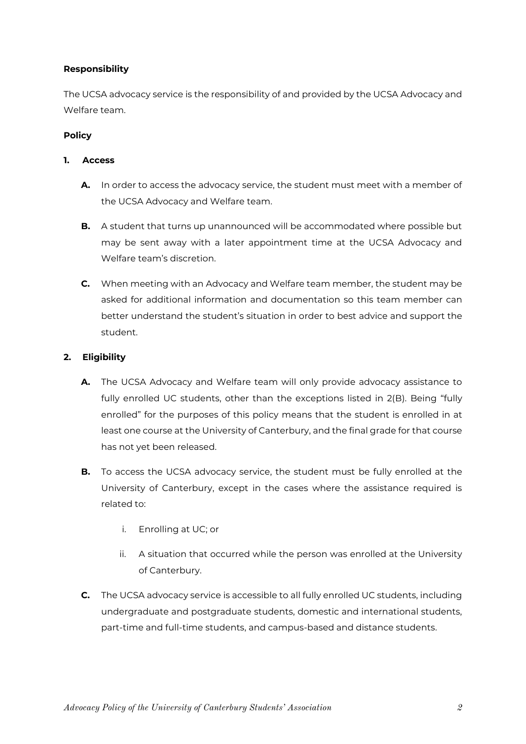**Responsibility**

The UCSA advocacy service is the responsibility of and provided by the UCSA Advocacy and Welfare team.

**Policy**

**1. Access**

**A.** In order to access the advocacy service, the student must meet with a member of the UCSA Advocacy and Welfare team.

**B.** A student that turns up unannounced will be accommodated where possible but may be sent away with a later appointment time at the UCSA Advocacy and Welfare team's discretion.

**C.** When meeting with an Advocacy and Welfare team member, the student may be asked for additional information and documentation so this team member can better understand the student's situation in order to best advice and support the student.

**2. Eligibility**

**A.** The UCSA Advocacy and Welfare team will only provide advocacy assistance to fully enrolled UC students, other than the exceptions listed in 2(B). Being "fully enrolled" for the purposes of this policy means that the student is enrolled in at least one course at the University of Canterbury, and the final grade for that course has not yet been released.

**B.** To access the UCSA advocacy service, the student must be fully enrolled at the University of Canterbury, except in the cases where the assistance required is related to:

   i. Enrolling at UC; or

   ii. A situation that occurred while the person was enrolled at the University of Canterbury.

**C.** The UCSA advocacy service is accessible to all fully enrolled UC students, including undergraduate and postgraduate students, domestic and international students, part-time and full-time students, and campus-based and distance students.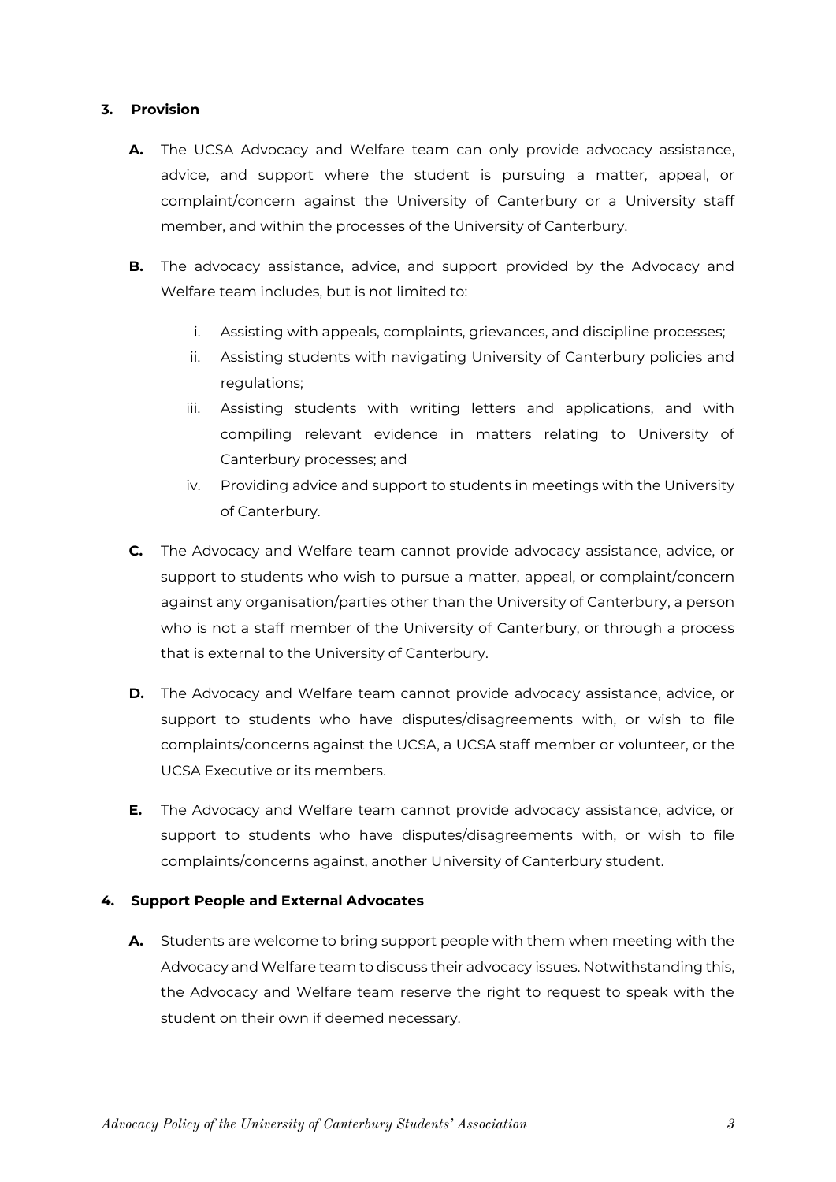## 3. Provision

**A.** The UCSA Advocacy and Welfare team can only provide advocacy assistance, advice, and support where the student is pursuing a matter, appeal, or complaint/concern against the University of Canterbury or a University staff member, and within the processes of the University of Canterbury.

**B.** The advocacy assistance, advice, and support provided by the Advocacy and Welfare team includes, but is not limited to:

i. Assisting with appeals, complaints, grievances, and discipline processes;

ii. Assisting students with navigating University of Canterbury policies and regulations;

iii. Assisting students with writing letters and applications, and with compiling relevant evidence in matters relating to University of Canterbury processes; and

iv. Providing advice and support to students in meetings with the University of Canterbury.

**C.** The Advocacy and Welfare team cannot provide advocacy assistance, advice, or support to students who wish to pursue a matter, appeal, or complaint/concern against any organisation/parties other than the University of Canterbury, a person who is not a staff member of the University of Canterbury, or through a process that is external to the University of Canterbury.

**D.** The Advocacy and Welfare team cannot provide advocacy assistance, advice, or support to students who have disputes/disagreements with, or wish to file complaints/concerns against the UCSA, a UCSA staff member or volunteer, or the UCSA Executive or its members.

**E.** The Advocacy and Welfare team cannot provide advocacy assistance, advice, or support to students who have disputes/disagreements with, or wish to file complaints/concerns against, another University of Canterbury student.

## 4. Support People and External Advocates

**A.** Students are welcome to bring support people with them when meeting with the Advocacy and Welfare team to discuss their advocacy issues. Notwithstanding this, the Advocacy and Welfare team reserve the right to request to speak with the student on their own if deemed necessary.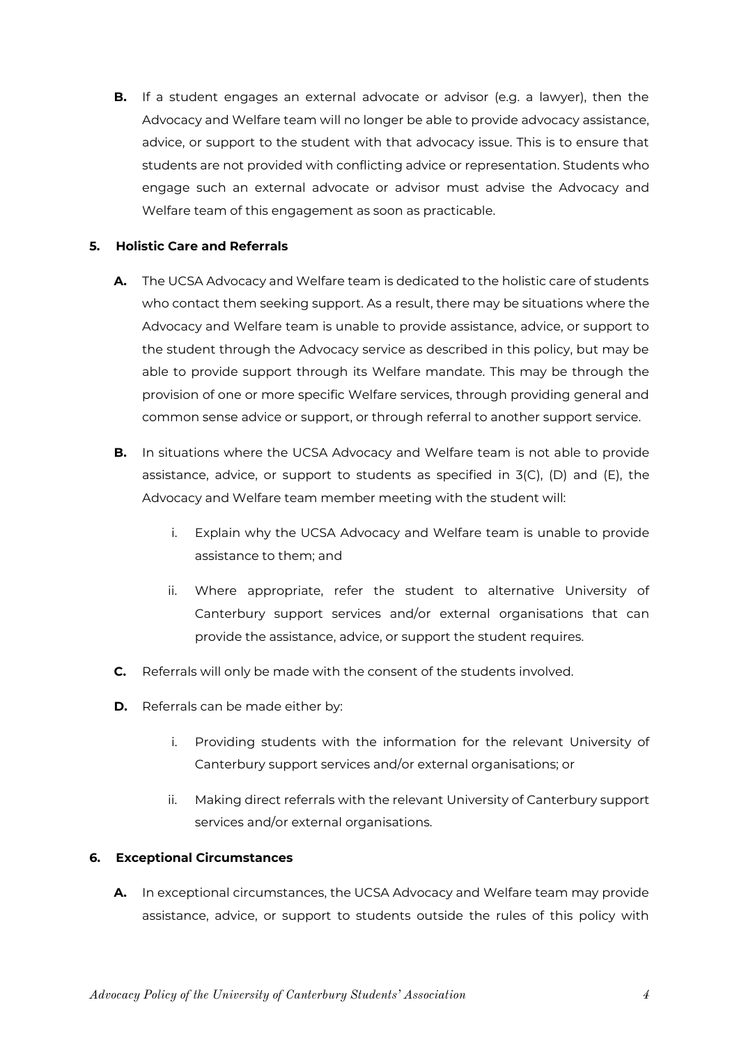**B.** If a student engages an external advocate or advisor (e.g. a lawyer), then the Advocacy and Welfare team will no longer be able to provide advocacy assistance, advice, or support to the student with that advocacy issue. This is to ensure that students are not provided with conflicting advice or representation. Students who engage such an external advocate or advisor must advise the Advocacy and Welfare team of this engagement as soon as practicable.

## 5. Holistic Care and Referrals

**A.** The UCSA Advocacy and Welfare team is dedicated to the holistic care of students who contact them seeking support. As a result, there may be situations where the Advocacy and Welfare team is unable to provide assistance, advice, or support to the student through the Advocacy service as described in this policy, but may be able to provide support through its Welfare mandate. This may be through the provision of one or more specific Welfare services, through providing general and common sense advice or support, or through referral to another support service.

**B.** In situations where the UCSA Advocacy and Welfare team is not able to provide assistance, advice, or support to students as specified in 3(C), (D) and (E), the Advocacy and Welfare team member meeting with the student will:

i. Explain why the UCSA Advocacy and Welfare team is unable to provide assistance to them; and

ii. Where appropriate, refer the student to alternative University of Canterbury support services and/or external organisations that can provide the assistance, advice, or support the student requires.

**C.** Referrals will only be made with the consent of the students involved.

**D.** Referrals can be made either by:

i. Providing students with the information for the relevant University of Canterbury support services and/or external organisations; or

ii. Making direct referrals with the relevant University of Canterbury support services and/or external organisations.

## 6. Exceptional Circumstances

**A.** In exceptional circumstances, the UCSA Advocacy and Welfare team may provide assistance, advice, or support to students outside the rules of this policy with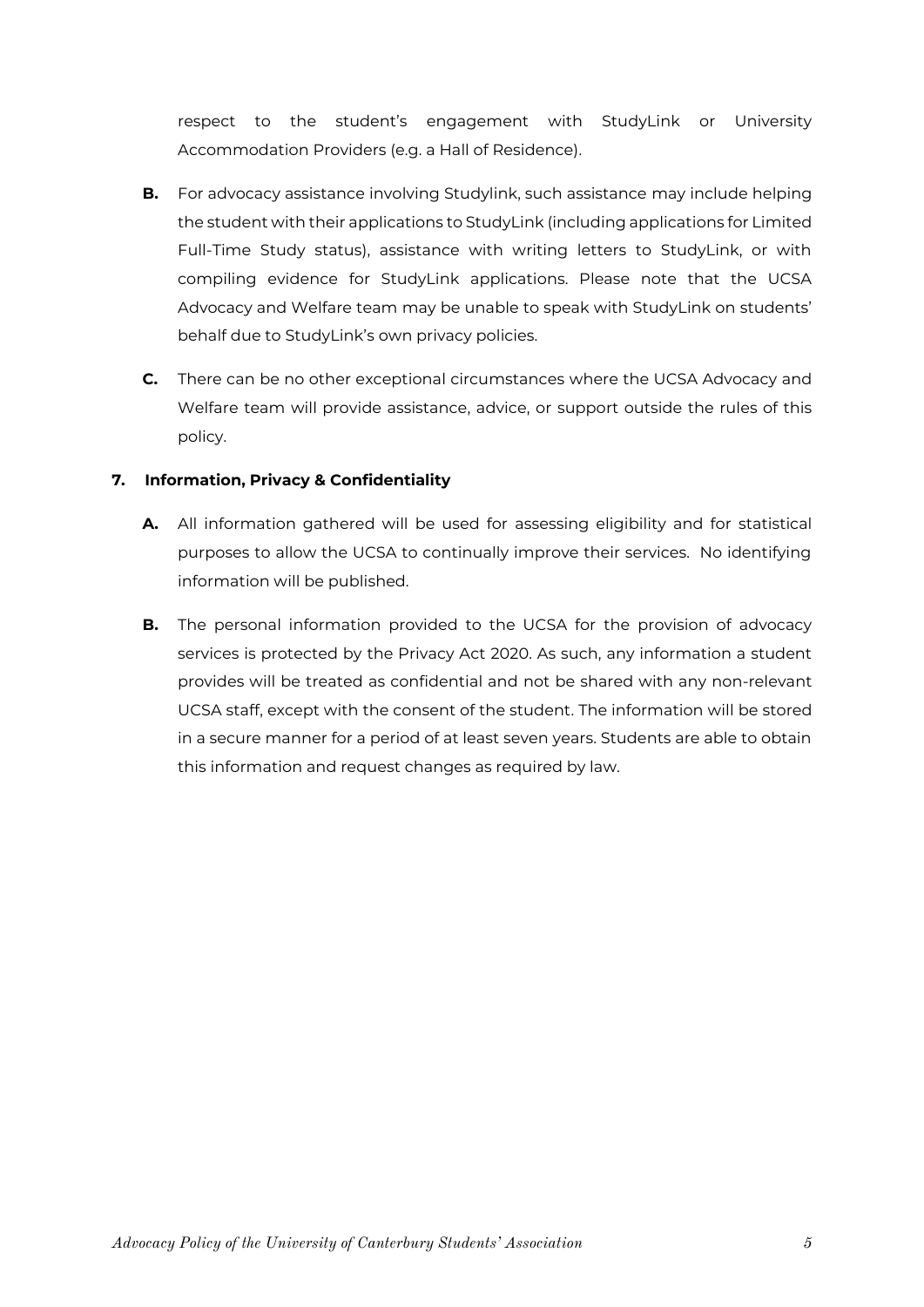respect to the student's engagement with StudyLink or University Accommodation Providers (e.g. a Hall of Residence).

**B.** For advocacy assistance involving Studylink, such assistance may include helping the student with their applications to StudyLink (including applications for Limited Full-Time Study status), assistance with writing letters to StudyLink, or with compiling evidence for StudyLink applications. Please note that the UCSA Advocacy and Welfare team may be unable to speak with StudyLink on students' behalf due to StudyLink's own privacy policies.

**C.** There can be no other exceptional circumstances where the UCSA Advocacy and Welfare team will provide assistance, advice, or support outside the rules of this policy.

### 7. Information, Privacy & Confidentiality

**A.** All information gathered will be used for assessing eligibility and for statistical purposes to allow the UCSA to continually improve their services. No identifying information will be published.

**B.** The personal information provided to the UCSA for the provision of advocacy services is protected by the Privacy Act 2020. As such, any information a student provides will be treated as confidential and not be shared with any non-relevant UCSA staff, except with the consent of the student. The information will be stored in a secure manner for a period of at least seven years. Students are able to obtain this information and request changes as required by law.